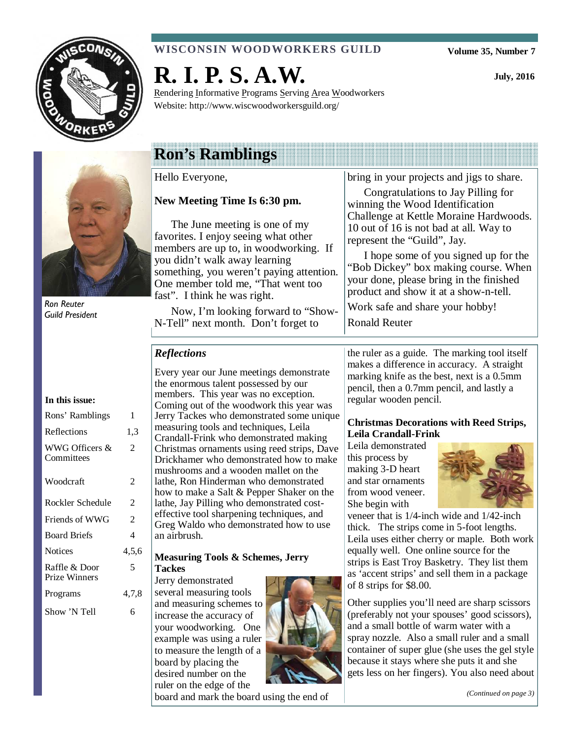**WISCONSIN WOODWORKERS GUILD**

**Volume 35, Number 7**

# R. I. P. S. A.W.

**July, 2016**

Rendering Informative Programs Serving Area Woodworkers
Website: http://www.wiscwoodworkersguild.org/

## Ron's Ramblings

*Ron Reuter*
*Guild President*

Hello Everyone,

**New Meeting Time Is 6:30 pm.**

The June meeting is one of my favorites. I enjoy seeing what other members are up to, in woodworking. If you didn't walk away learning something, you weren't paying attention. One member told me, "That went too fast". I think he was right.

Now, I'm looking forward to "Show-N-Tell" next month. Don't forget to bring in your projects and jigs to share.

Congratulations to Jay Pilling for winning the Wood Identification Challenge at Kettle Moraine Hardwoods. 10 out of 16 is not bad at all. Way to represent the "Guild", Jay.

I hope some of you signed up for the "Bob Dickey" box making course. When your done, please bring in the finished product and show it at a show-n-tell.

Work safe and share your hobby!

Ronald Reuter

**In this issue:**

| | |
|---|---|
| Rons' Ramblings | 1 |
| Reflections | 1,3 |
| WWG Officers & Committees | 2 |
| Woodcraft | 2 |
| Rockler Schedule | 2 |
| Friends of WWG | 2 |
| Board Briefs | 4 |
| Notices | 4,5,6 |
| Raffle & Door Prize Winners | 5 |
| Programs | 4,7,8 |
| Show 'N Tell | 6 |

## *Reflections*

Every year our June meetings demonstrate the enormous talent possessed by our members. This year was no exception. Coming out of the woodwork this year was Jerry Tackes who demonstrated some unique measuring tools and techniques, Leila Crandall-Frink who demonstrated making Christmas ornaments using reed strips, Dave Drickhamer who demonstrated how to make mushrooms and a wooden mallet on the lathe, Ron Hinderman who demonstrated how to make a Salt & Pepper Shaker on the lathe, Jay Pilling who demonstrated cost-effective tool sharpening techniques, and Greg Waldo who demonstrated how to use an airbrush.

**Measuring Tools & Schemes, Jerry Tackes**

Jerry demonstrated several measuring tools and measuring schemes to increase the accuracy of your woodworking. One example was using a ruler to measure the length of a board by placing the desired number on the ruler on the edge of the board and mark the board using the end of the ruler as a guide. The marking tool itself makes a difference in accuracy. A straight marking knife as the best, next is a 0.5mm pencil, then a 0.7mm pencil, and lastly a regular wooden pencil.

**Christmas Decorations with Reed Strips, Leila Crandall-Frink**

Leila demonstrated this process by making 3-D heart and star ornaments from wood veneer. She begin with veneer that is 1/4-inch wide and 1/42-inch thick. The strips come in 5-foot lengths. Leila uses either cherry or maple. Both work equally well. One online source for the strips is East Troy Basketry. They list them as 'accent strips' and sell them in a package of 8 strips for $8.00.

Other supplies you'll need are sharp scissors (preferably not your spouses' good scissors), and a small bottle of warm water with a spray nozzle. Also a small ruler and a small container of super glue (she uses the gel style because it stays where she puts it and she gets less on her fingers). You also need about

*(Continued on page 3)*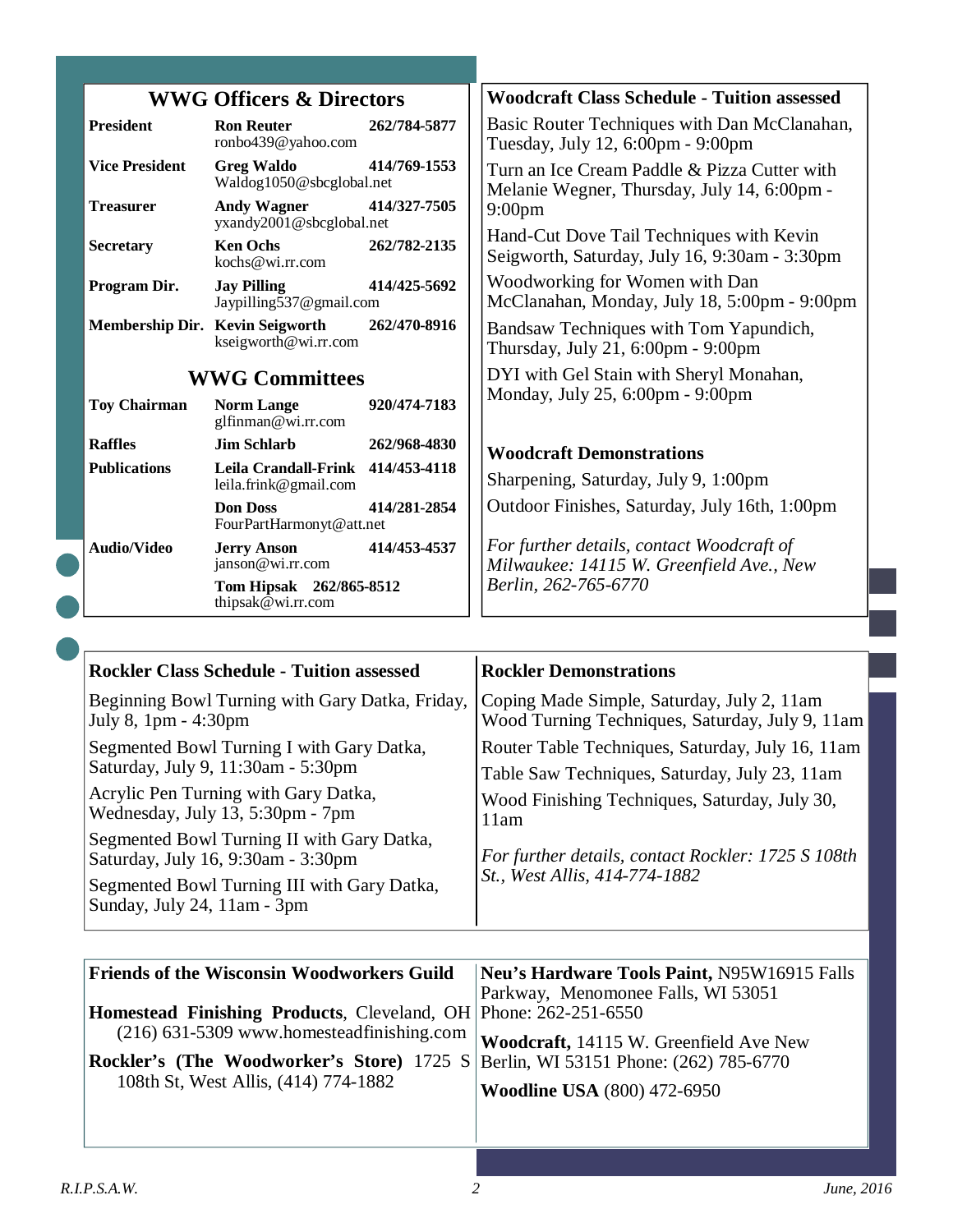## WWG Officers & Directors

| Position | Name / Email | Phone |
|---|---|---|
| **President** | **Ron Reuter** ronbo439@yahoo.com | **262/784-5877** |
| **Vice President** | **Greg Waldo** Waldog1050@sbcglobal.net | **414/769-1553** |
| **Treasurer** | **Andy Wagner** yxandy2001@sbcglobal.net | **414/327-7505** |
| **Secretary** | **Ken Ochs** kochs@wi.rr.com | **262/782-2135** |
| **Program Dir.** | **Jay Pilling** Jaypilling537@gmail.com | **414/425-5692** |
| **Membership Dir.** | **Kevin Seigworth** kseigworth@wi.rr.com | **262/470-8916** |

## WWG Committees

| Committee | Name / Email | Phone |
|---|---|---|
| **Toy Chairman** | **Norm Lange** glfinman@wi.rr.com | **920/474-7183** |
| **Raffles** | **Jim Schlarb** | **262/968-4830** |
| **Publications** | **Leila Crandall-Frink** leila.frink@gmail.com | **414/453-4118** |
| | **Don Doss** FourPartHarmonyt@att.net | **414/281-2854** |
| **Audio/Video** | **Jerry Anson** janson@wi.rr.com | **414/453-4537** |
| | **Tom Hipsak** thipsak@wi.rr.com | **262/865-8512** |

**Woodcraft Class Schedule - Tuition assessed**

Basic Router Techniques with Dan McClanahan, Tuesday, July 12, 6:00pm - 9:00pm

Turn an Ice Cream Paddle & Pizza Cutter with Melanie Wegner, Thursday, July 14, 6:00pm - 9:00pm

Hand-Cut Dove Tail Techniques with Kevin Seigworth, Saturday, July 16, 9:30am - 3:30pm

Woodworking for Women with Dan McClanahan, Monday, July 18, 5:00pm - 9:00pm

Bandsaw Techniques with Tom Yapundich, Thursday, July 21, 6:00pm - 9:00pm

DYI with Gel Stain with Sheryl Monahan, Monday, July 25, 6:00pm - 9:00pm

**Woodcraft Demonstrations**

Sharpening, Saturday, July 9, 1:00pm

Outdoor Finishes, Saturday, July 16th, 1:00pm

*For further details, contact Woodcraft of Milwaukee: 14115 W. Greenfield Ave., New Berlin, 262-765-6770*

**Rockler Class Schedule - Tuition assessed**

Beginning Bowl Turning with Gary Datka, Friday, July 8, 1pm - 4:30pm

Segmented Bowl Turning I with Gary Datka, Saturday, July 9, 11:30am - 5:30pm

Acrylic Pen Turning with Gary Datka, Wednesday, July 13, 5:30pm - 7pm

Segmented Bowl Turning II with Gary Datka, Saturday, July 16, 9:30am - 3:30pm

Segmented Bowl Turning III with Gary Datka, Sunday, July 24, 11am - 3pm

**Rockler Demonstrations**

Coping Made Simple, Saturday, July 2, 11am

Wood Turning Techniques, Saturday, July 9, 11am

Router Table Techniques, Saturday, July 16, 11am

Table Saw Techniques, Saturday, July 23, 11am

Wood Finishing Techniques, Saturday, July 30, 11am

*For further details, contact Rockler: 1725 S 108th St., West Allis, 414-774-1882*

**Friends of the Wisconsin Woodworkers Guild**

**Homestead Finishing Products**, Cleveland, OH (216) 631-5309 www.homesteadfinishing.com

**Rockler's (The Woodworker's Store)** 1725 S 108th St, West Allis, (414) 774-1882

**Neu's Hardware Tools Paint,** N95W16915 Falls Parkway, Menomonee Falls, WI 53051 Phone: 262-251-6550

**Woodcraft,** 14115 W. Greenfield Ave New Berlin, WI 53151 Phone: (262) 785-6770

**Woodline USA** (800) 472-6950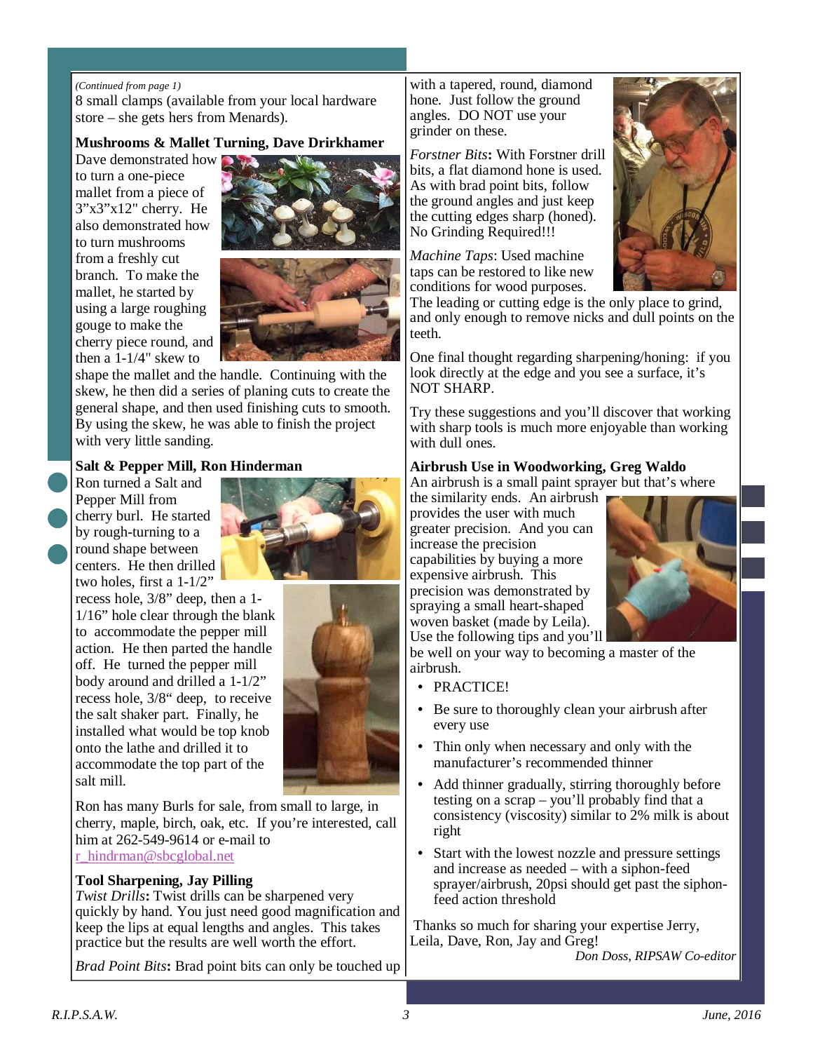*(Continued from page 1)*
8 small clamps (available from your local hardware store – she gets hers from Menards).

**Mushrooms & Mallet Turning, Dave Drirkhamer**

Dave demonstrated how to turn a one-piece mallet from a piece of 3"x3"x12" cherry. He also demonstrated how to turn mushrooms from a freshly cut branch. To make the mallet, he started by using a large roughing gouge to make the cherry piece round, and then a 1-1/4" skew to shape the mallet and the handle. Continuing with the skew, he then did a series of planing cuts to create the general shape, and then used finishing cuts to smooth. By using the skew, he was able to finish the project with very little sanding.

**Salt & Pepper Mill, Ron Hinderman**

Ron turned a Salt and Pepper Mill from cherry burl. He started by rough-turning to a round shape between centers. He then drilled two holes, first a 1-1/2" recess hole, 3/8" deep, then a 1-1/16" hole clear through the blank to accommodate the pepper mill action. He then parted the handle off. He turned the pepper mill body around and drilled a 1-1/2" recess hole, 3/8" deep, to receive the salt shaker part. Finally, he installed what would be top knob onto the lathe and drilled it to accommodate the top part of the salt mill.

Ron has many Burls for sale, from small to large, in cherry, maple, birch, oak, etc. If you're interested, call him at 262-549-9614 or e-mail to r_hindrman@sbcglobal.net

**Tool Sharpening, Jay Pilling**

*Twist Drills***:** Twist drills can be sharpened very quickly by hand. You just need good magnification and keep the lips at equal lengths and angles. This takes practice but the results are well worth the effort.

*Brad Point Bits***:** Brad point bits can only be touched up with a tapered, round, diamond hone. Just follow the ground angles. DO NOT use your grinder on these.

*Forstner Bits***:** With Forstner drill bits, a flat diamond hone is used. As with brad point bits, follow the ground angles and just keep the cutting edges sharp (honed). No Grinding Required!!!

*Machine Taps*: Used machine taps can be restored to like new conditions for wood purposes. The leading or cutting edge is the only place to grind, and only enough to remove nicks and dull points on the teeth.

One final thought regarding sharpening/honing: if you look directly at the edge and you see a surface, it's NOT SHARP.

Try these suggestions and you'll discover that working with sharp tools is much more enjoyable than working with dull ones.

**Airbrush Use in Woodworking, Greg Waldo**

An airbrush is a small paint sprayer but that's where the similarity ends. An airbrush provides the user with much greater precision. And you can increase the precision capabilities by buying a more expensive airbrush. This precision was demonstrated by spraying a small heart-shaped woven basket (made by Leila). Use the following tips and you'll be well on your way to becoming a master of the airbrush.

- PRACTICE!
- Be sure to thoroughly clean your airbrush after every use
- Thin only when necessary and only with the manufacturer's recommended thinner
- Add thinner gradually, stirring thoroughly before testing on a scrap – you'll probably find that a consistency (viscosity) similar to 2% milk is about right
- Start with the lowest nozzle and pressure settings and increase as needed – with a siphon-feed sprayer/airbrush, 20psi should get past the siphon-feed action threshold

Thanks so much for sharing your expertise Jerry, Leila, Dave, Ron, Jay and Greg!

*Don Doss, RIPSAW Co-editor*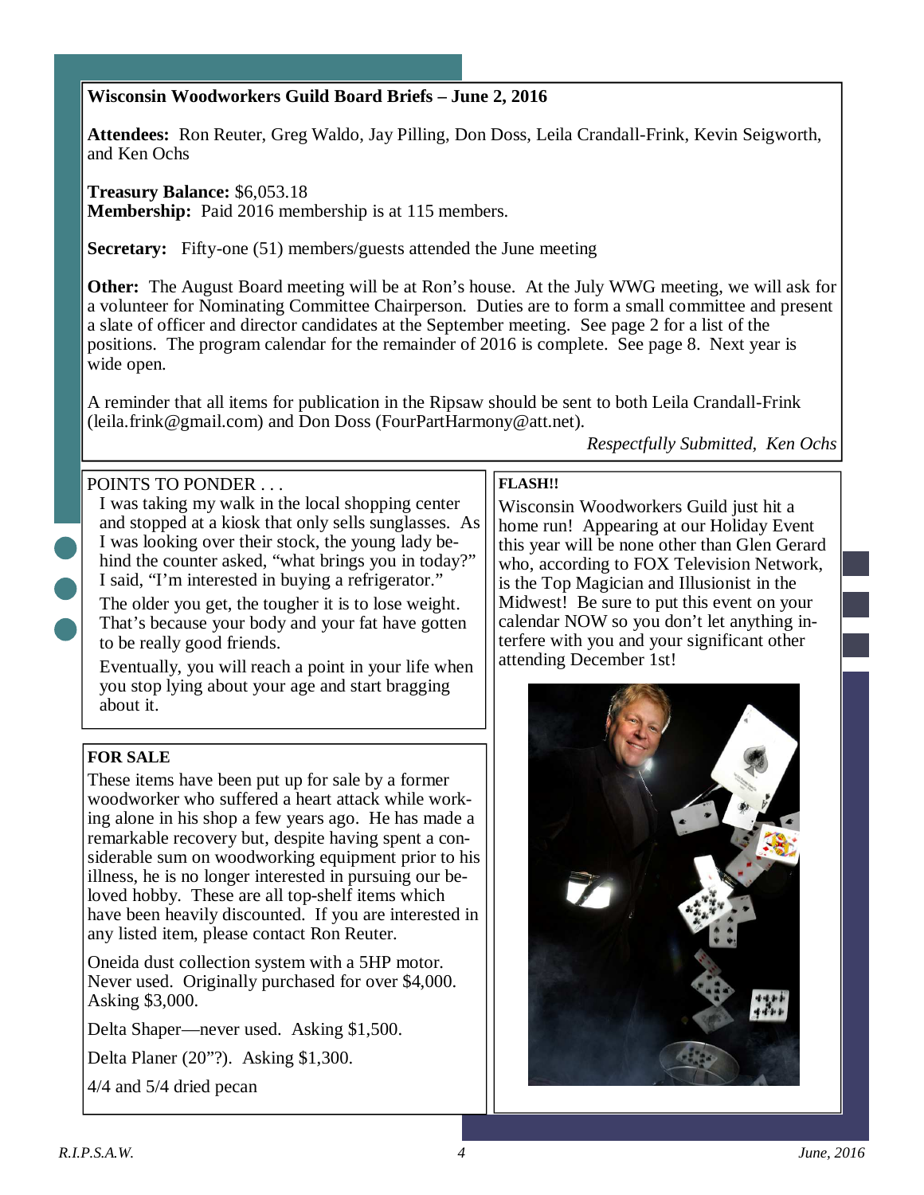## Wisconsin Woodworkers Guild Board Briefs – June 2, 2016

**Attendees:** Ron Reuter, Greg Waldo, Jay Pilling, Don Doss, Leila Crandall-Frink, Kevin Seigworth, and Ken Ochs

**Treasury Balance:** $6,053.18
**Membership:** Paid 2016 membership is at 115 members.

**Secretary:** Fifty-one (51) members/guests attended the June meeting

**Other:** The August Board meeting will be at Ron's house. At the July WWG meeting, we will ask for a volunteer for Nominating Committee Chairperson. Duties are to form a small committee and present a slate of officer and director candidates at the September meeting. See page 2 for a list of the positions. The program calendar for the remainder of 2016 is complete. See page 8. Next year is wide open.

A reminder that all items for publication in the Ripsaw should be sent to both Leila Crandall-Frink (leila.frink@gmail.com) and Don Doss (FourPartHarmony@att.net).

*Respectfully Submitted, Ken Ochs*

POINTS TO PONDER . . .

I was taking my walk in the local shopping center and stopped at a kiosk that only sells sunglasses. As I was looking over their stock, the young lady behind the counter asked, "what brings you in today?" I said, "I'm interested in buying a refrigerator."

The older you get, the tougher it is to lose weight. That's because your body and your fat have gotten to be really good friends.

Eventually, you will reach a point in your life when you stop lying about your age and start bragging about it.

**FOR SALE**

These items have been put up for sale by a former woodworker who suffered a heart attack while working alone in his shop a few years ago. He has made a remarkable recovery but, despite having spent a considerable sum on woodworking equipment prior to his illness, he is no longer interested in pursuing our beloved hobby. These are all top-shelf items which have been heavily discounted. If you are interested in any listed item, please contact Ron Reuter.

Oneida dust collection system with a 5HP motor. Never used. Originally purchased for over $4,000. Asking $3,000.

Delta Shaper—never used. Asking $1,500.

Delta Planer (20"?). Asking $1,300.

4/4 and 5/4 dried pecan

**FLASH!!**

Wisconsin Woodworkers Guild just hit a home run! Appearing at our Holiday Event this year will be none other than Glen Gerard who, according to FOX Television Network, is the Top Magician and Illusionist in the Midwest! Be sure to put this event on your calendar NOW so you don't let anything interfere with you and your significant other attending December 1st!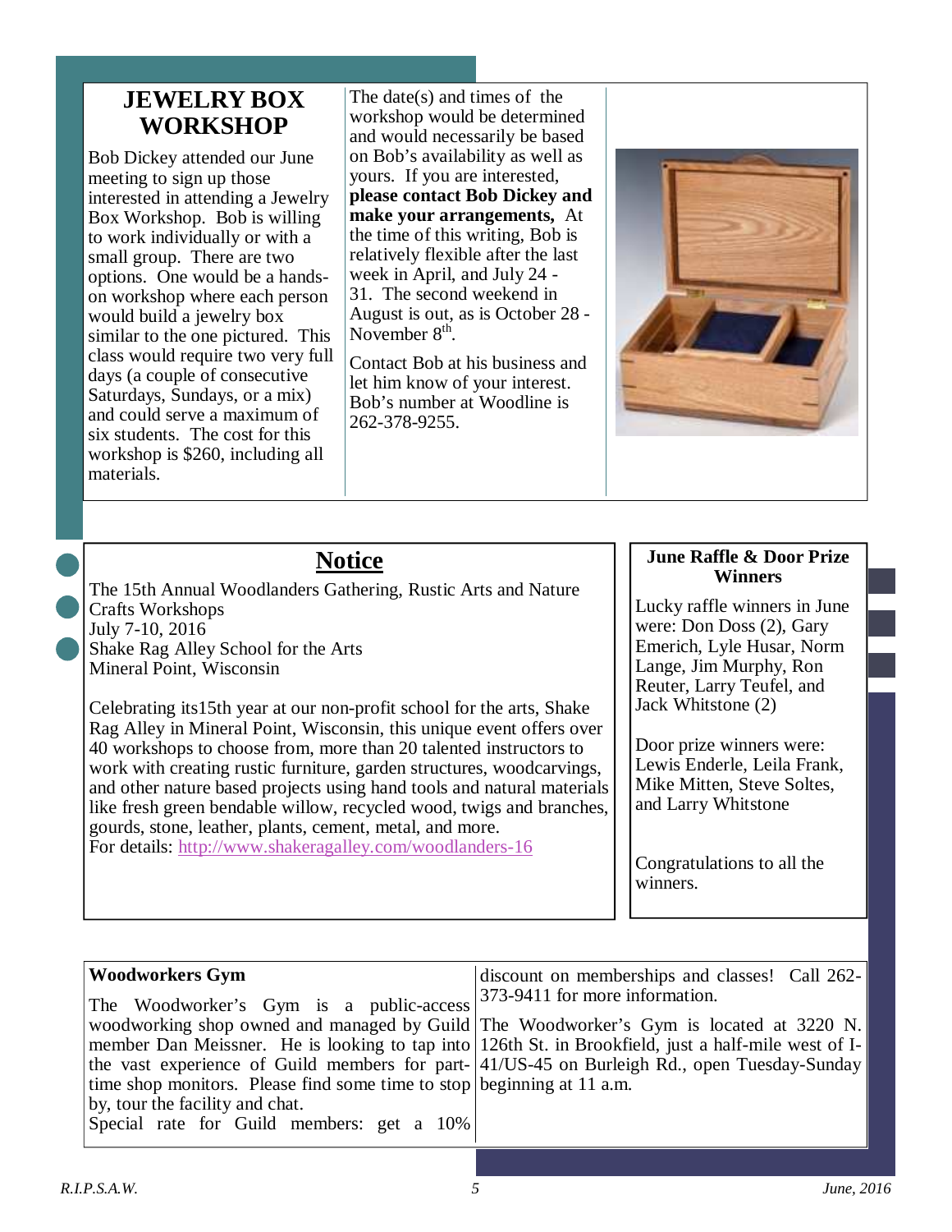## JEWELRY BOX WORKSHOP

Bob Dickey attended our June meeting to sign up those interested in attending a Jewelry Box Workshop. Bob is willing to work individually or with a small group. There are two options. One would be a hands-on workshop where each person would build a jewelry box similar to the one pictured. This class would require two very full days (a couple of consecutive Saturdays, Sundays, or a mix) and could serve a maximum of six students. The cost for this workshop is $260, including all materials.

The date(s) and times of the workshop would be determined and would necessarily be based on Bob's availability as well as yours. If you are interested, **please contact Bob Dickey and make your arrangements,** At the time of this writing, Bob is relatively flexible after the last week in April, and July 24 - 31. The second weekend in August is out, as is October 28 - November 8th.

Contact Bob at his business and let him know of your interest. Bob's number at Woodline is 262-378-9255.

## Notice

The 15th Annual Woodlanders Gathering, Rustic Arts and Nature Crafts Workshops
July 7-10, 2016
Shake Rag Alley School for the Arts
Mineral Point, Wisconsin

Celebrating its15th year at our non-profit school for the arts, Shake Rag Alley in Mineral Point, Wisconsin, this unique event offers over 40 workshops to choose from, more than 20 talented instructors to work with creating rustic furniture, garden structures, woodcarvings, and other nature based projects using hand tools and natural materials like fresh green bendable willow, recycled wood, twigs and branches, gourds, stone, leather, plants, cement, metal, and more.
For details: http://www.shakeragalley.com/woodlanders-16

### June Raffle & Door Prize Winners

Lucky raffle winners in June were: Don Doss (2), Gary Emerich, Lyle Husar, Norm Lange, Jim Murphy, Ron Reuter, Larry Teufel, and Jack Whitstone (2)

Door prize winners were: Lewis Enderle, Leila Frank, Mike Mitten, Steve Soltes, and Larry Whitstone

Congratulations to all the winners.

### Woodworkers Gym

The Woodworker's Gym is a public-access woodworking shop owned and managed by Guild member Dan Meissner. He is looking to tap into the vast experience of Guild members for part-time shop monitors. Please find some time to stop by, tour the facility and chat.
Special rate for Guild members: get a 10% discount on memberships and classes! Call 262-373-9411 for more information.

The Woodworker's Gym is located at 3220 N. 126th St. in Brookfield, just a half-mile west of I-41/US-45 on Burleigh Rd., open Tuesday-Sunday beginning at 11 a.m.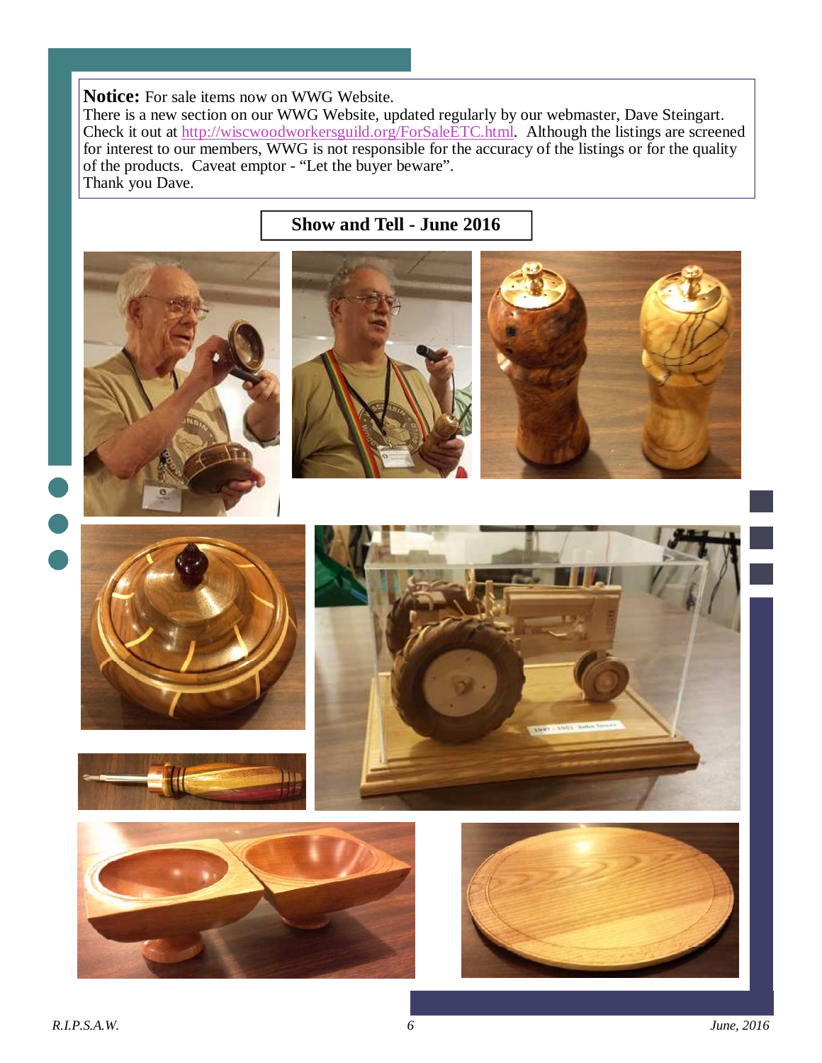**Notice:** For sale items now on WWG Website.
There is a new section on our WWG Website, updated regularly by our webmaster, Dave Steingart. Check it out at [http://wiscwoodworkersguild.org/ForSaleETC.html](http://wiscwoodworkersguild.org/ForSaleETC.html). Although the listings are screened for interest to our members, WWG is not responsible for the accuracy of the listings or for the quality of the products. Caveat emptor - "Let the buyer beware".
Thank you Dave.

## Show and Tell - June 2016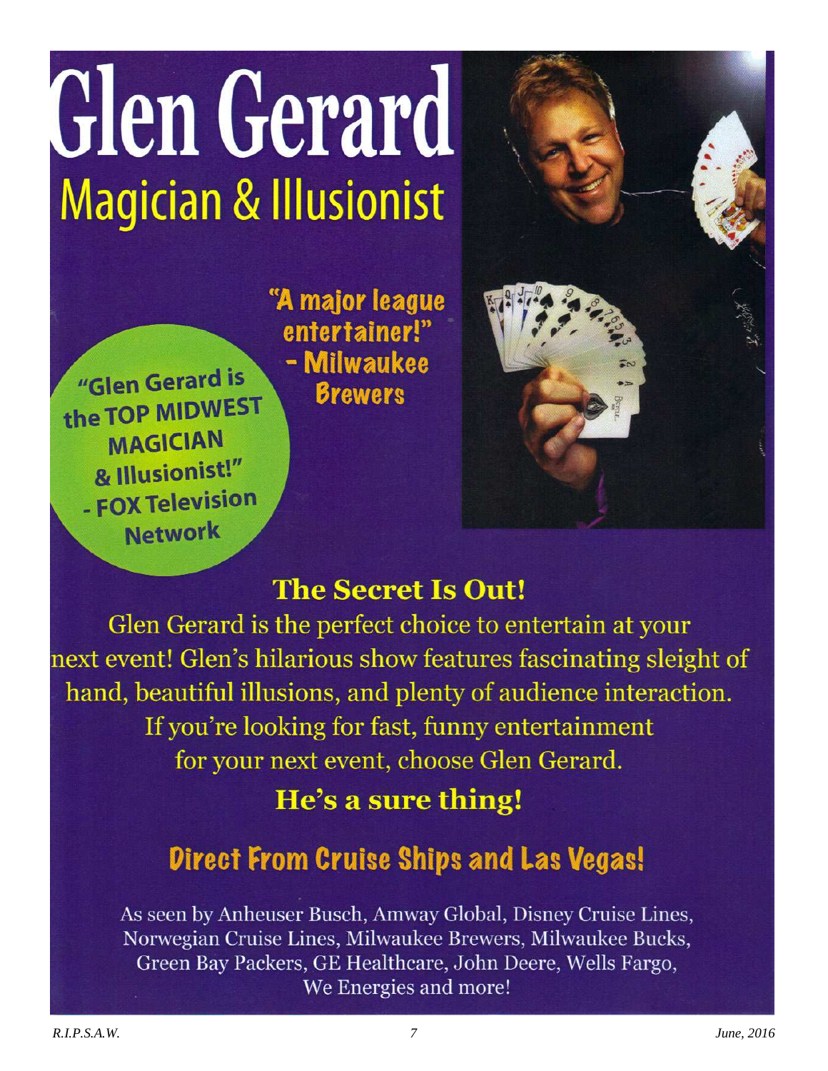# Glen Gerard

## Magician & Illusionist

"A major league entertainer!" - Milwaukee Brewers

"Glen Gerard is the TOP MIDWEST MAGICIAN & Illusionist!" - FOX Television Network

### The Secret Is Out!

Glen Gerard is the perfect choice to entertain at your next event! Glen's hilarious show features fascinating sleight of hand, beautiful illusions, and plenty of audience interaction. If you're looking for fast, funny entertainment for your next event, choose Glen Gerard.

**He's a sure thing!**

### Direct From Cruise Ships and Las Vegas!

As seen by Anheuser Busch, Amway Global, Disney Cruise Lines, Norwegian Cruise Lines, Milwaukee Brewers, Milwaukee Bucks, Green Bay Packers, GE Healthcare, John Deere, Wells Fargo, We Energies and more!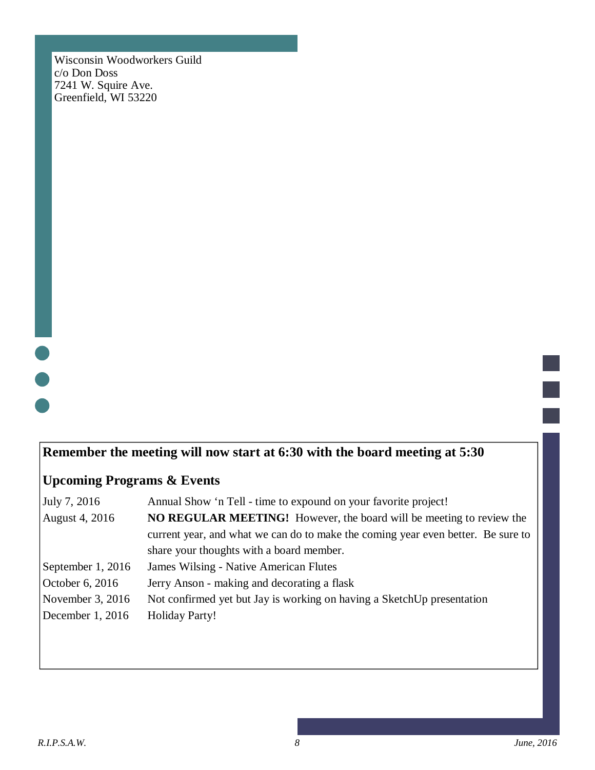Wisconsin Woodworkers Guild
c/o Don Doss
7241 W. Squire Ave.
Greenfield, WI 53220

**Remember the meeting will now start at 6:30 with the board meeting at 5:30**

## Upcoming Programs & Events

| | |
|---|---|
| July 7, 2016 | Annual Show 'n Tell - time to expound on your favorite project! |
| August 4, 2016 | **NO REGULAR MEETING!** However, the board will be meeting to review the current year, and what we can do to make the coming year even better. Be sure to share your thoughts with a board member. |
| September 1, 2016 | James Wilsing - Native American Flutes |
| October 6, 2016 | Jerry Anson - making and decorating a flask |
| November 3, 2016 | Not confirmed yet but Jay is working on having a SketchUp presentation |
| December 1, 2016 | Holiday Party! |